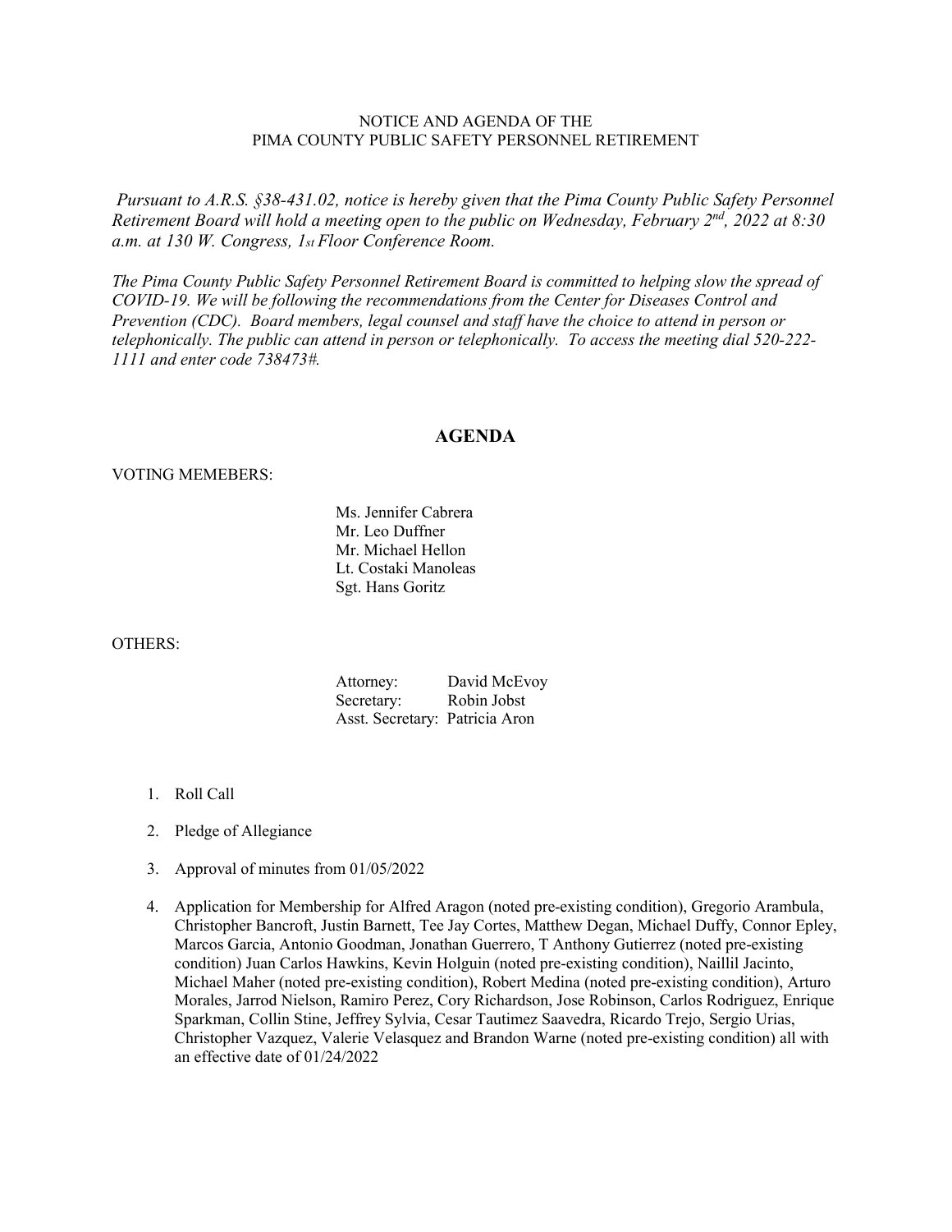NOTICE AND AGENDA OF THE
PIMA COUNTY PUBLIC SAFETY PERSONNEL RETIREMENT

*Pursuant to A.R.S. §38-431.02, notice is hereby given that the Pima County Public Safety Personnel Retirement Board will hold a meeting open to the public on Wednesday, February 2nd, 2022 at 8:30 a.m. at 130 W. Congress, 1st Floor Conference Room.*

*The Pima County Public Safety Personnel Retirement Board is committed to helping slow the spread of COVID-19. We will be following the recommendations from the Center for Diseases Control and Prevention (CDC). Board members, legal counsel and staff have the choice to attend in person or telephonically. The public can attend in person or telephonically. To access the meeting dial 520-222-1111 and enter code 738473#.*

## AGENDA

VOTING MEMEBERS:

Ms. Jennifer Cabrera
Mr. Leo Duffner
Mr. Michael Hellon
Lt. Costaki Manoleas
Sgt. Hans Goritz

OTHERS:

Attorney: David McEvoy
Secretary: Robin Jobst
Asst. Secretary: Patricia Aron

1. Roll Call
2. Pledge of Allegiance
3. Approval of minutes from 01/05/2022
4. Application for Membership for Alfred Aragon (noted pre-existing condition), Gregorio Arambula, Christopher Bancroft, Justin Barnett, Tee Jay Cortes, Matthew Degan, Michael Duffy, Connor Epley, Marcos Garcia, Antonio Goodman, Jonathan Guerrero, T Anthony Gutierrez (noted pre-existing condition) Juan Carlos Hawkins, Kevin Holguin (noted pre-existing condition), Naillil Jacinto, Michael Maher (noted pre-existing condition), Robert Medina (noted pre-existing condition), Arturo Morales, Jarrod Nielson, Ramiro Perez, Cory Richardson, Jose Robinson, Carlos Rodriguez, Enrique Sparkman, Collin Stine, Jeffrey Sylvia, Cesar Tautimez Saavedra, Ricardo Trejo, Sergio Urias, Christopher Vazquez, Valerie Velasquez and Brandon Warne (noted pre-existing condition) all with an effective date of 01/24/2022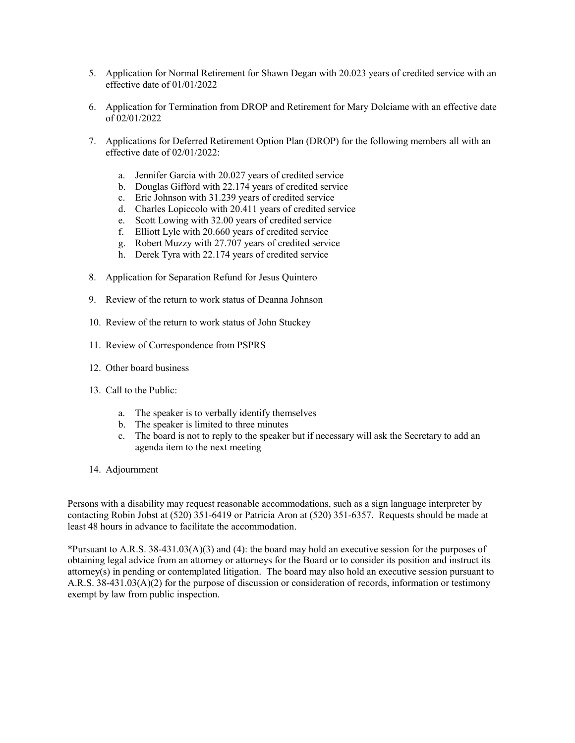5. Application for Normal Retirement for Shawn Degan with 20.023 years of credited service with an effective date of 01/01/2022

6. Application for Termination from DROP and Retirement for Mary Dolciame with an effective date of 02/01/2022

7. Applications for Deferred Retirement Option Plan (DROP) for the following members all with an effective date of 02/01/2022:

   a. Jennifer Garcia with 20.027 years of credited service
   b. Douglas Gifford with 22.174 years of credited service
   c. Eric Johnson with 31.239 years of credited service
   d. Charles Lopiccolo with 20.411 years of credited service
   e. Scott Lowing with 32.00 years of credited service
   f. Elliott Lyle with 20.660 years of credited service
   g. Robert Muzzy with 27.707 years of credited service
   h. Derek Tyra with 22.174 years of credited service

8. Application for Separation Refund for Jesus Quintero

9. Review of the return to work status of Deanna Johnson

10. Review of the return to work status of John Stuckey

11. Review of Correspondence from PSPRS

12. Other board business

13. Call to the Public:

    a. The speaker is to verbally identify themselves
    b. The speaker is limited to three minutes
    c. The board is not to reply to the speaker but if necessary will ask the Secretary to add an agenda item to the next meeting

14. Adjournment

Persons with a disability may request reasonable accommodations, such as a sign language interpreter by contacting Robin Jobst at (520) 351-6419 or Patricia Aron at (520) 351-6357. Requests should be made at least 48 hours in advance to facilitate the accommodation.

*Pursuant to A.R.S. 38-431.03(A)(3) and (4): the board may hold an executive session for the purposes of obtaining legal advice from an attorney or attorneys for the Board or to consider its position and instruct its attorney(s) in pending or contemplated litigation. The board may also hold an executive session pursuant to A.R.S. 38-431.03(A)(2) for the purpose of discussion or consideration of records, information or testimony exempt by law from public inspection.